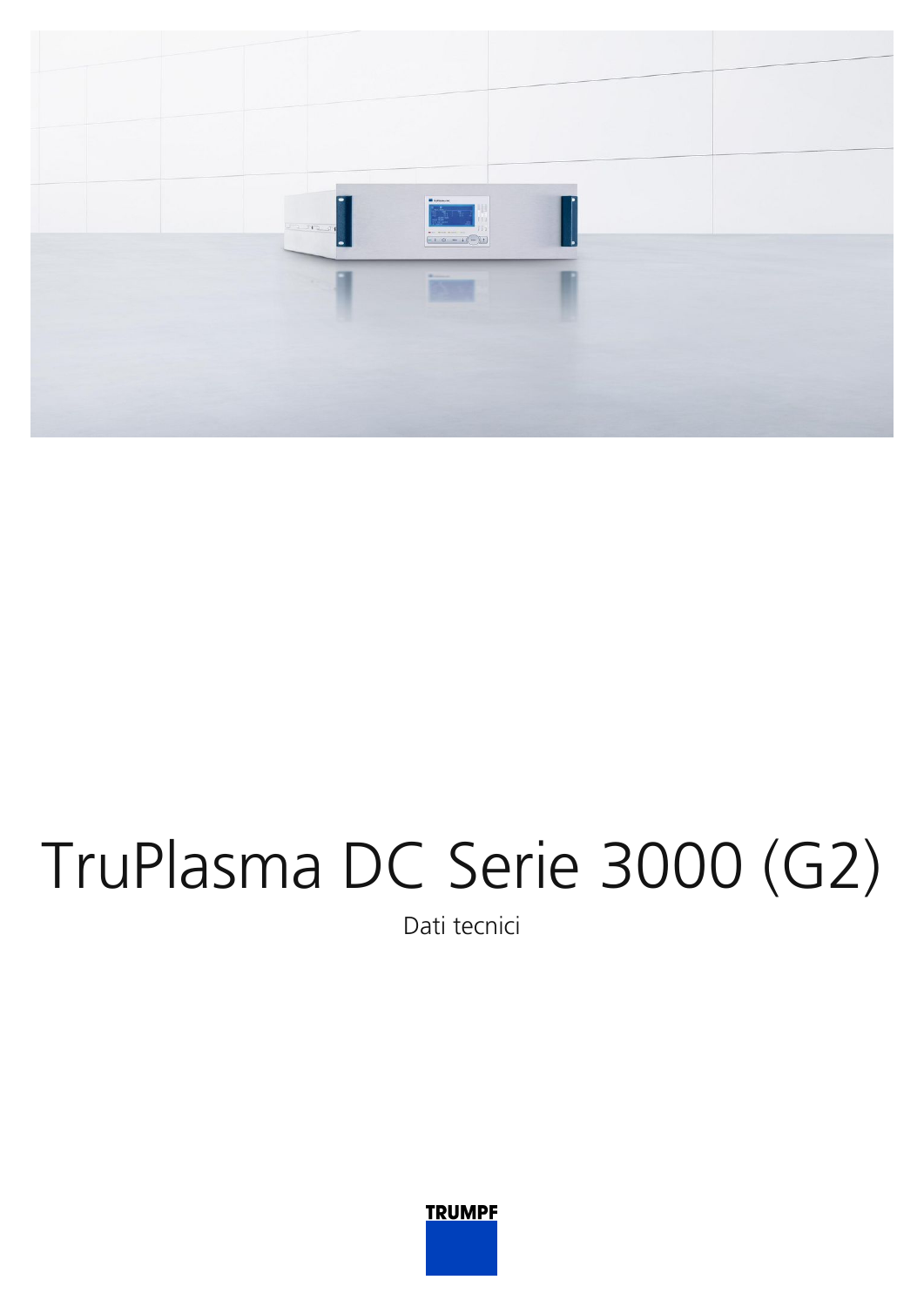# TruPlasma DC Serie 3000 (G2)

Dati tecnici

TRUMPF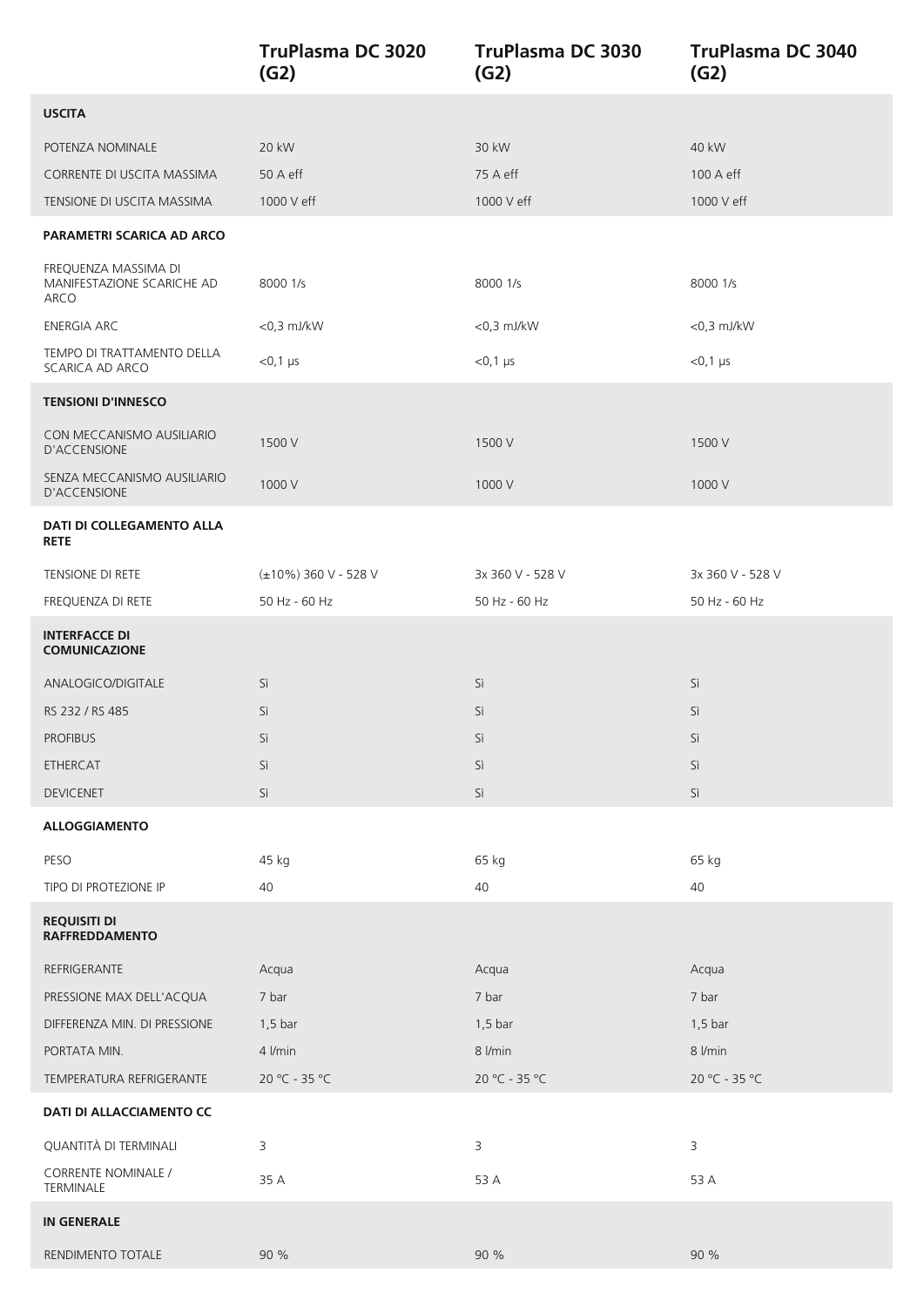| | TruPlasma DC 3020 (G2) | TruPlasma DC 3030 (G2) | TruPlasma DC 3040 (G2) |
|---|---|---|---|
| **USCITA** | | | |
| POTENZA NOMINALE | 20 kW | 30 kW | 40 kW |
| CORRENTE DI USCITA MASSIMA | 50 A eff | 75 A eff | 100 A eff |
| TENSIONE DI USCITA MASSIMA | 1000 V eff | 1000 V eff | 1000 V eff |
| **PARAMETRI SCARICA AD ARCO** | | | |
| FREQUENZA MASSIMA DI MANIFESTAZIONE SCARICHE AD ARCO | 8000 1/s | 8000 1/s | 8000 1/s |
| ENERGIA ARC | <0,3 mJ/kW | <0,3 mJ/kW | <0,3 mJ/kW |
| TEMPO DI TRATTAMENTO DELLA SCARICA AD ARCO | <0,1 µs | <0,1 µs | <0,1 µs |
| **TENSIONI D'INNESCO** | | | |
| CON MECCANISMO AUSILIARIO D'ACCENSIONE | 1500 V | 1500 V | 1500 V |
| SENZA MECCANISMO AUSILIARIO D'ACCENSIONE | 1000 V | 1000 V | 1000 V |
| **DATI DI COLLEGAMENTO ALLA RETE** | | | |
| TENSIONE DI RETE | (±10%) 360 V - 528 V | 3x 360 V - 528 V | 3x 360 V - 528 V |
| FREQUENZA DI RETE | 50 Hz - 60 Hz | 50 Hz - 60 Hz | 50 Hz - 60 Hz |
| **INTERFACCE DI COMUNICAZIONE** | | | |
| ANALOGICO/DIGITALE | Sì | Sì | Sì |
| RS 232 / RS 485 | Sì | Sì | Sì |
| PROFIBUS | Sì | Sì | Sì |
| ETHERCAT | Sì | Sì | Sì |
| DEVICENET | Sì | Sì | Sì |
| **ALLOGGIAMENTO** | | | |
| PESO | 45 kg | 65 kg | 65 kg |
| TIPO DI PROTEZIONE IP | 40 | 40 | 40 |
| **REQUISITI DI RAFFREDDAMENTO** | | | |
| REFRIGERANTE | Acqua | Acqua | Acqua |
| PRESSIONE MAX DELL'ACQUA | 7 bar | 7 bar | 7 bar |
| DIFFERENZA MIN. DI PRESSIONE | 1,5 bar | 1,5 bar | 1,5 bar |
| PORTATA MIN. | 4 l/min | 8 l/min | 8 l/min |
| TEMPERATURA REFRIGERANTE | 20 °C - 35 °C | 20 °C - 35 °C | 20 °C - 35 °C |
| **DATI DI ALLACCIAMENTO CC** | | | |
| QUANTITÀ DI TERMINALI | 3 | 3 | 3 |
| CORRENTE NOMINALE / TERMINALE | 35 A | 53 A | 53 A |
| **IN GENERALE** | | | |
| RENDIMENTO TOTALE | 90 % | 90 % | 90 % |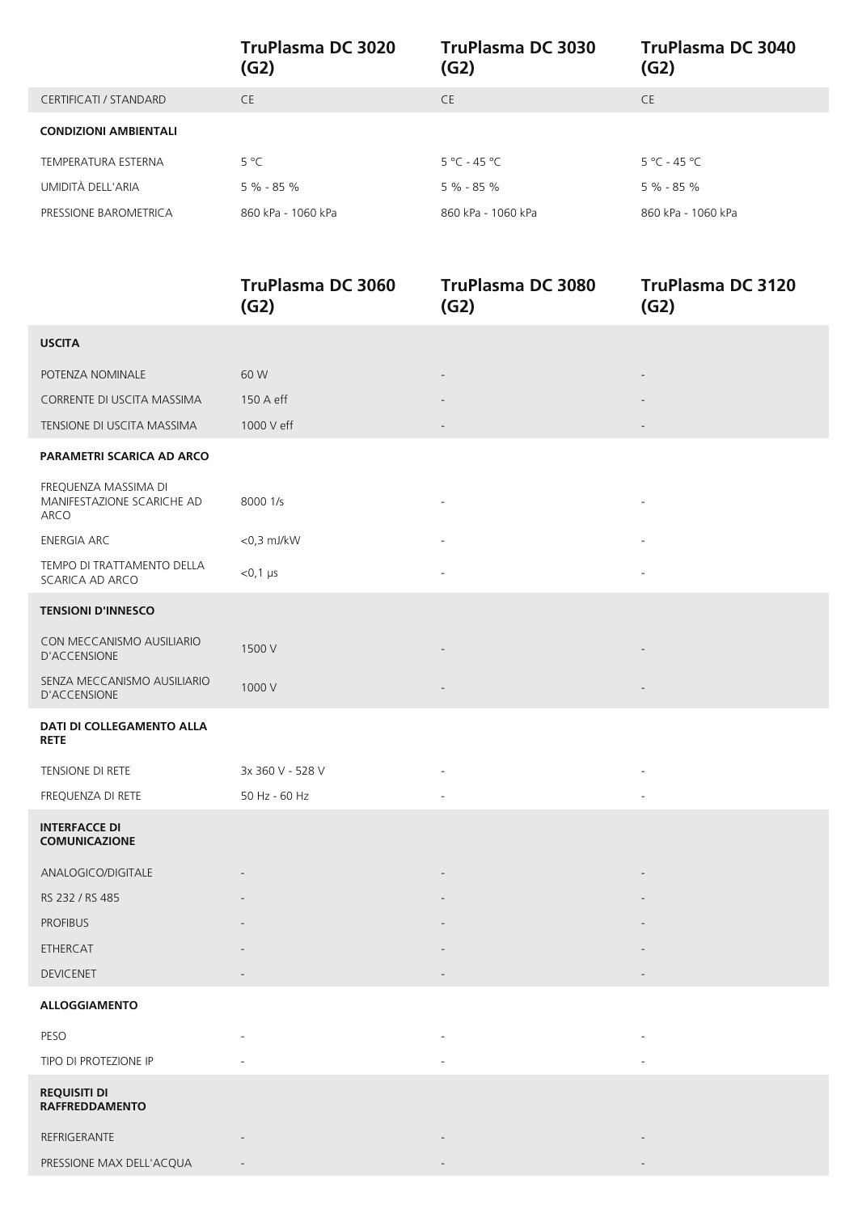| | TruPlasma DC 3020 (G2) | TruPlasma DC 3030 (G2) | TruPlasma DC 3040 (G2) |
|---|---|---|---|
| CERTIFICATI / STANDARD | CE | CE | CE |
| **CONDIZIONI AMBIENTALI** | | | |
| TEMPERATURA ESTERNA | 5 °C | 5 °C - 45 °C | 5 °C - 45 °C |
| UMIDITÀ DELL'ARIA | 5 % - 85 % | 5 % - 85 % | 5 % - 85 % |
| PRESSIONE BAROMETRICA | 860 kPa - 1060 kPa | 860 kPa - 1060 kPa | 860 kPa - 1060 kPa |

| | TruPlasma DC 3060 (G2) | TruPlasma DC 3080 (G2) | TruPlasma DC 3120 (G2) |
|---|---|---|---|
| **USCITA** | | | |
| POTENZA NOMINALE | 60 W | - | - |
| CORRENTE DI USCITA MASSIMA | 150 A eff | - | - |
| TENSIONE DI USCITA MASSIMA | 1000 V eff | - | - |
| **PARAMETRI SCARICA AD ARCO** | | | |
| FREQUENZA MASSIMA DI MANIFESTAZIONE SCARICHE AD ARCO | 8000 1/s | - | - |
| ENERGIA ARC | <0,3 mJ/kW | - | - |
| TEMPO DI TRATTAMENTO DELLA SCARICA AD ARCO | <0,1 µs | - | - |
| **TENSIONI D'INNESCO** | | | |
| CON MECCANISMO AUSILIARIO D'ACCENSIONE | 1500 V | - | - |
| SENZA MECCANISMO AUSILIARIO D'ACCENSIONE | 1000 V | - | - |
| **DATI DI COLLEGAMENTO ALLA RETE** | | | |
| TENSIONE DI RETE | 3x 360 V - 528 V | - | - |
| FREQUENZA DI RETE | 50 Hz - 60 Hz | - | - |
| **INTERFACCE DI COMUNICAZIONE** | | | |
| ANALOGICO/DIGITALE | - | - | - |
| RS 232 / RS 485 | - | - | - |
| PROFIBUS | - | - | - |
| ETHERCAT | - | - | - |
| DEVICENET | - | - | - |
| **ALLOGGIAMENTO** | | | |
| PESO | - | - | - |
| TIPO DI PROTEZIONE IP | - | - | - |
| **REQUISITI DI RAFFREDDAMENTO** | | | |
| REFRIGERANTE | - | - | - |
| PRESSIONE MAX DELL'ACQUA | - | - | - |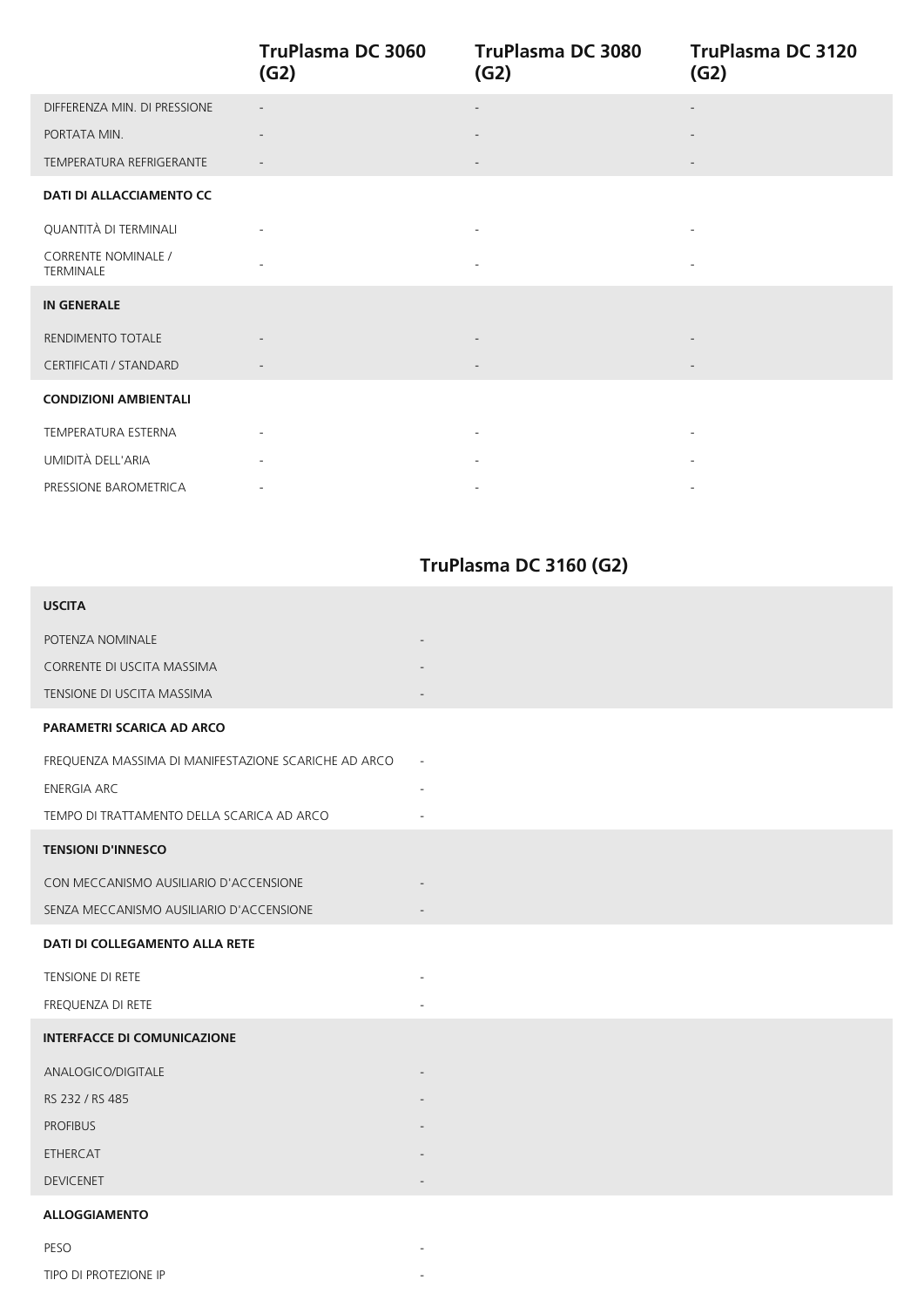| | TruPlasma DC 3060 (G2) | TruPlasma DC 3080 (G2) | TruPlasma DC 3120 (G2) |
|---|---|---|---|
| DIFFERENZA MIN. DI PRESSIONE | - | - | - |
| PORTATA MIN. | - | - | - |
| TEMPERATURA REFRIGERANTE | - | - | - |
| **DATI DI ALLACCIAMENTO CC** | | | |
| QUANTITÀ DI TERMINALI | - | - | - |
| CORRENTE NOMINALE / TERMINALE | - | - | - |
| **IN GENERALE** | | | |
| RENDIMENTO TOTALE | - | - | - |
| CERTIFICATI / STANDARD | - | - | - |
| **CONDIZIONI AMBIENTALI** | | | |
| TEMPERATURA ESTERNA | - | - | - |
| UMIDITÀ DELL'ARIA | - | - | - |
| PRESSIONE BAROMETRICA | - | - | - |

| | TruPlasma DC 3160 (G2) |
|---|---|
| **USCITA** | |
| POTENZA NOMINALE | - |
| CORRENTE DI USCITA MASSIMA | - |
| TENSIONE DI USCITA MASSIMA | - |
| **PARAMETRI SCARICA AD ARCO** | |
| FREQUENZA MASSIMA DI MANIFESTAZIONE SCARICHE AD ARCO | - |
| ENERGIA ARC | - |
| TEMPO DI TRATTAMENTO DELLA SCARICA AD ARCO | - |
| **TENSIONI D'INNESCO** | |
| CON MECCANISMO AUSILIARIO D'ACCENSIONE | - |
| SENZA MECCANISMO AUSILIARIO D'ACCENSIONE | - |
| **DATI DI COLLEGAMENTO ALLA RETE** | |
| TENSIONE DI RETE | - |
| FREQUENZA DI RETE | - |
| **INTERFACCE DI COMUNICAZIONE** | |
| ANALOGICO/DIGITALE | - |
| RS 232 / RS 485 | - |
| PROFIBUS | - |
| ETHERCAT | - |
| DEVICENET | - |
| **ALLOGGIAMENTO** | |
| PESO | - |
| TIPO DI PROTEZIONE IP | - |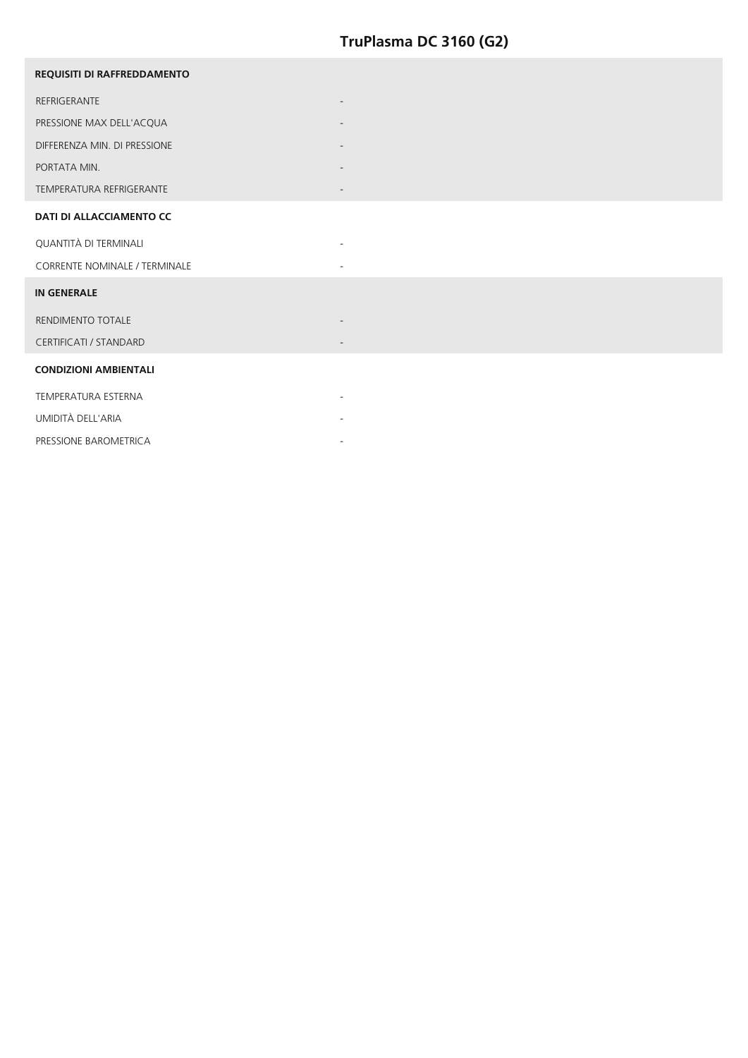| | TruPlasma DC 3160 (G2) |
|---|---|
| **REQUISITI DI RAFFREDDAMENTO** | |
| REFRIGERANTE | - |
| PRESSIONE MAX DELL'ACQUA | - |
| DIFFERENZA MIN. DI PRESSIONE | - |
| PORTATA MIN. | - |
| TEMPERATURA REFRIGERANTE | - |
| **DATI DI ALLACCIAMENTO CC** | |
| QUANTITÀ DI TERMINALI | - |
| CORRENTE NOMINALE / TERMINALE | - |
| **IN GENERALE** | |
| RENDIMENTO TOTALE | - |
| CERTIFICATI / STANDARD | - |
| **CONDIZIONI AMBIENTALI** | |
| TEMPERATURA ESTERNA | - |
| UMIDITÀ DELL'ARIA | - |
| PRESSIONE BAROMETRICA | - |